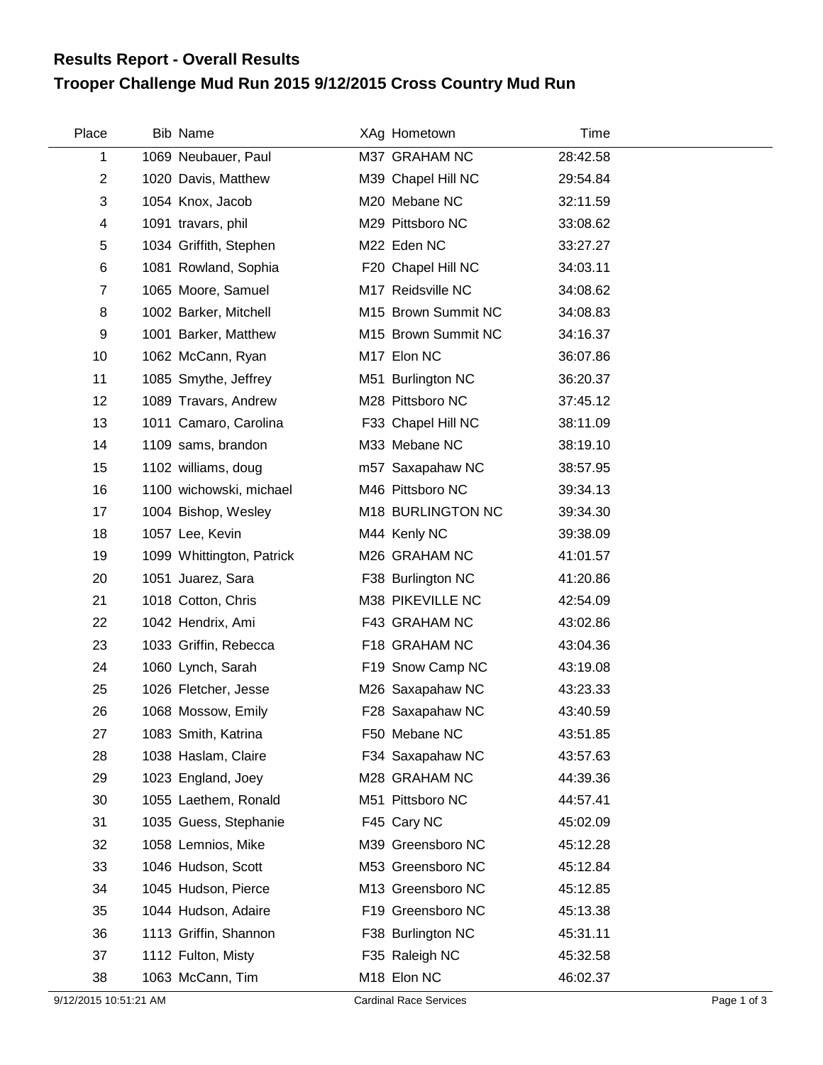# Results Report - Overall Results

## Trooper Challenge Mud Run 2015 9/12/2015 Cross Country Mud Run

| Place | Bib | Name | XAg | Hometown | Time |
|---|---|---|---|---|---|
| 1 | 1069 | Neubauer, Paul | M37 | GRAHAM NC | 28:42.58 |
| 2 | 1020 | Davis, Matthew | M39 | Chapel Hill NC | 29:54.84 |
| 3 | 1054 | Knox, Jacob | M20 | Mebane NC | 32:11.59 |
| 4 | 1091 | travars, phil | M29 | Pittsboro NC | 33:08.62 |
| 5 | 1034 | Griffith, Stephen | M22 | Eden NC | 33:27.27 |
| 6 | 1081 | Rowland, Sophia | F20 | Chapel Hill NC | 34:03.11 |
| 7 | 1065 | Moore, Samuel | M17 | Reidsville NC | 34:08.62 |
| 8 | 1002 | Barker, Mitchell | M15 | Brown Summit NC | 34:08.83 |
| 9 | 1001 | Barker, Matthew | M15 | Brown Summit NC | 34:16.37 |
| 10 | 1062 | McCann, Ryan | M17 | Elon NC | 36:07.86 |
| 11 | 1085 | Smythe, Jeffrey | M51 | Burlington NC | 36:20.37 |
| 12 | 1089 | Travars, Andrew | M28 | Pittsboro NC | 37:45.12 |
| 13 | 1011 | Camaro, Carolina | F33 | Chapel Hill NC | 38:11.09 |
| 14 | 1109 | sams, brandon | M33 | Mebane NC | 38:19.10 |
| 15 | 1102 | williams, doug | m57 | Saxapahaw NC | 38:57.95 |
| 16 | 1100 | wichowski, michael | M46 | Pittsboro NC | 39:34.13 |
| 17 | 1004 | Bishop, Wesley | M18 | BURLINGTON NC | 39:34.30 |
| 18 | 1057 | Lee, Kevin | M44 | Kenly NC | 39:38.09 |
| 19 | 1099 | Whittington, Patrick | M26 | GRAHAM NC | 41:01.57 |
| 20 | 1051 | Juarez, Sara | F38 | Burlington NC | 41:20.86 |
| 21 | 1018 | Cotton, Chris | M38 | PIKEVILLE NC | 42:54.09 |
| 22 | 1042 | Hendrix, Ami | F43 | GRAHAM NC | 43:02.86 |
| 23 | 1033 | Griffin, Rebecca | F18 | GRAHAM NC | 43:04.36 |
| 24 | 1060 | Lynch, Sarah | F19 | Snow Camp NC | 43:19.08 |
| 25 | 1026 | Fletcher, Jesse | M26 | Saxapahaw NC | 43:23.33 |
| 26 | 1068 | Mossow, Emily | F28 | Saxapahaw NC | 43:40.59 |
| 27 | 1083 | Smith, Katrina | F50 | Mebane NC | 43:51.85 |
| 28 | 1038 | Haslam, Claire | F34 | Saxapahaw NC | 43:57.63 |
| 29 | 1023 | England, Joey | M28 | GRAHAM NC | 44:39.36 |
| 30 | 1055 | Laethem, Ronald | M51 | Pittsboro NC | 44:57.41 |
| 31 | 1035 | Guess, Stephanie | F45 | Cary NC | 45:02.09 |
| 32 | 1058 | Lemnios, Mike | M39 | Greensboro NC | 45:12.28 |
| 33 | 1046 | Hudson, Scott | M53 | Greensboro NC | 45:12.84 |
| 34 | 1045 | Hudson, Pierce | M13 | Greensboro NC | 45:12.85 |
| 35 | 1044 | Hudson, Adaire | F19 | Greensboro NC | 45:13.38 |
| 36 | 1113 | Griffin, Shannon | F38 | Burlington NC | 45:31.11 |
| 37 | 1112 | Fulton, Misty | F35 | Raleigh NC | 45:32.58 |
| 38 | 1063 | McCann, Tim | M18 | Elon NC | 46:02.37 |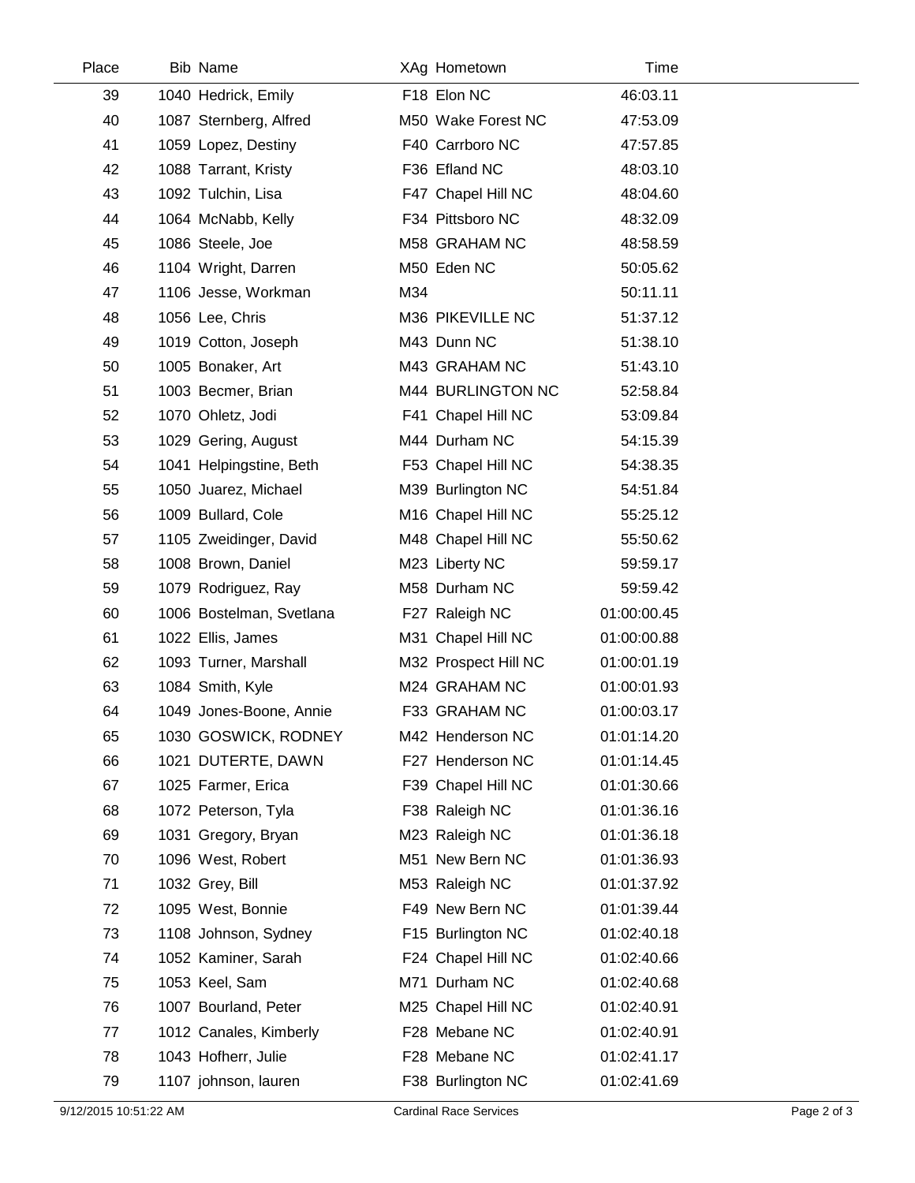| Place | Bib | Name | XAg | Hometown | Time |
| --- | --- | --- | --- | --- | --- |
| 39 | 1040 | Hedrick, Emily | F18 | Elon NC | 46:03.11 |
| 40 | 1087 | Sternberg, Alfred | M50 | Wake Forest NC | 47:53.09 |
| 41 | 1059 | Lopez, Destiny | F40 | Carrboro NC | 47:57.85 |
| 42 | 1088 | Tarrant, Kristy | F36 | Efland NC | 48:03.10 |
| 43 | 1092 | Tulchin, Lisa | F47 | Chapel Hill NC | 48:04.60 |
| 44 | 1064 | McNabb, Kelly | F34 | Pittsboro NC | 48:32.09 |
| 45 | 1086 | Steele, Joe | M58 | GRAHAM NC | 48:58.59 |
| 46 | 1104 | Wright, Darren | M50 | Eden NC | 50:05.62 |
| 47 | 1106 | Jesse, Workman | M34 | | 50:11.11 |
| 48 | 1056 | Lee, Chris | M36 | PIKEVILLE NC | 51:37.12 |
| 49 | 1019 | Cotton, Joseph | M43 | Dunn NC | 51:38.10 |
| 50 | 1005 | Bonaker, Art | M43 | GRAHAM NC | 51:43.10 |
| 51 | 1003 | Becmer, Brian | M44 | BURLINGTON NC | 52:58.84 |
| 52 | 1070 | Ohletz, Jodi | F41 | Chapel Hill NC | 53:09.84 |
| 53 | 1029 | Gering, August | M44 | Durham NC | 54:15.39 |
| 54 | 1041 | Helpingstine, Beth | F53 | Chapel Hill NC | 54:38.35 |
| 55 | 1050 | Juarez, Michael | M39 | Burlington NC | 54:51.84 |
| 56 | 1009 | Bullard, Cole | M16 | Chapel Hill NC | 55:25.12 |
| 57 | 1105 | Zweidinger, David | M48 | Chapel Hill NC | 55:50.62 |
| 58 | 1008 | Brown, Daniel | M23 | Liberty NC | 59:59.17 |
| 59 | 1079 | Rodriguez, Ray | M58 | Durham NC | 59:59.42 |
| 60 | 1006 | Bostelman, Svetlana | F27 | Raleigh NC | 01:00:00.45 |
| 61 | 1022 | Ellis, James | M31 | Chapel Hill NC | 01:00:00.88 |
| 62 | 1093 | Turner, Marshall | M32 | Prospect Hill NC | 01:00:01.19 |
| 63 | 1084 | Smith, Kyle | M24 | GRAHAM NC | 01:00:01.93 |
| 64 | 1049 | Jones-Boone, Annie | F33 | GRAHAM NC | 01:00:03.17 |
| 65 | 1030 | GOSWICK, RODNEY | M42 | Henderson NC | 01:01:14.20 |
| 66 | 1021 | DUTERTE, DAWN | F27 | Henderson NC | 01:01:14.45 |
| 67 | 1025 | Farmer, Erica | F39 | Chapel Hill NC | 01:01:30.66 |
| 68 | 1072 | Peterson, Tyla | F38 | Raleigh NC | 01:01:36.16 |
| 69 | 1031 | Gregory, Bryan | M23 | Raleigh NC | 01:01:36.18 |
| 70 | 1096 | West, Robert | M51 | New Bern NC | 01:01:36.93 |
| 71 | 1032 | Grey, Bill | M53 | Raleigh NC | 01:01:37.92 |
| 72 | 1095 | West, Bonnie | F49 | New Bern NC | 01:01:39.44 |
| 73 | 1108 | Johnson, Sydney | F15 | Burlington NC | 01:02:40.18 |
| 74 | 1052 | Kaminer, Sarah | F24 | Chapel Hill NC | 01:02:40.66 |
| 75 | 1053 | Keel, Sam | M71 | Durham NC | 01:02:40.68 |
| 76 | 1007 | Bourland, Peter | M25 | Chapel Hill NC | 01:02:40.91 |
| 77 | 1012 | Canales, Kimberly | F28 | Mebane NC | 01:02:40.91 |
| 78 | 1043 | Hofherr, Julie | F28 | Mebane NC | 01:02:41.17 |
| 79 | 1107 | johnson, lauren | F38 | Burlington NC | 01:02:41.69 |

9/12/2015 10:51:22 AM Cardinal Race Services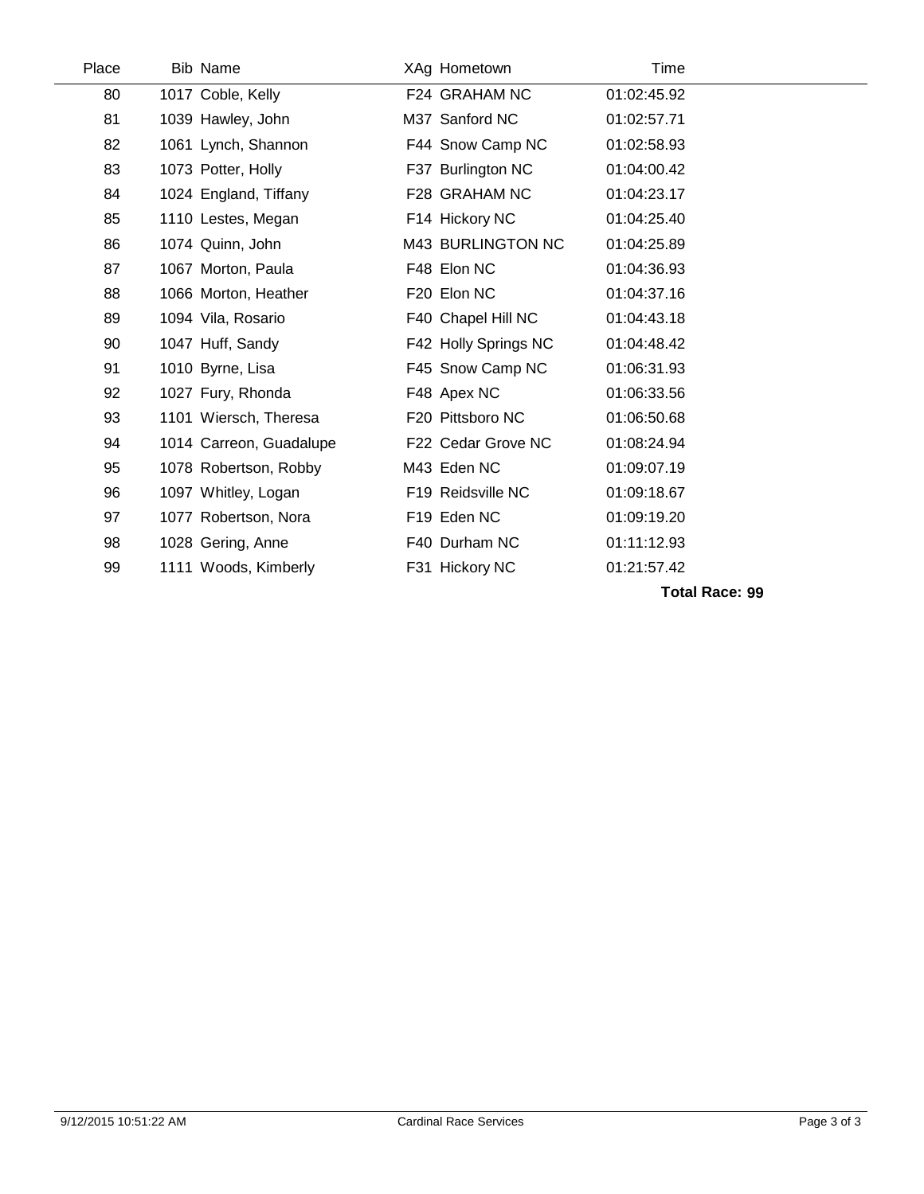| Place | Bib | Name | XAg | Hometown | Time |
|---|---|---|---|---|---|
| 80 | 1017 | Coble, Kelly | F24 | GRAHAM NC | 01:02:45.92 |
| 81 | 1039 | Hawley, John | M37 | Sanford NC | 01:02:57.71 |
| 82 | 1061 | Lynch, Shannon | F44 | Snow Camp NC | 01:02:58.93 |
| 83 | 1073 | Potter, Holly | F37 | Burlington NC | 01:04:00.42 |
| 84 | 1024 | England, Tiffany | F28 | GRAHAM NC | 01:04:23.17 |
| 85 | 1110 | Lestes, Megan | F14 | Hickory NC | 01:04:25.40 |
| 86 | 1074 | Quinn, John | M43 | BURLINGTON NC | 01:04:25.89 |
| 87 | 1067 | Morton, Paula | F48 | Elon NC | 01:04:36.93 |
| 88 | 1066 | Morton, Heather | F20 | Elon NC | 01:04:37.16 |
| 89 | 1094 | Vila, Rosario | F40 | Chapel Hill NC | 01:04:43.18 |
| 90 | 1047 | Huff, Sandy | F42 | Holly Springs NC | 01:04:48.42 |
| 91 | 1010 | Byrne, Lisa | F45 | Snow Camp NC | 01:06:31.93 |
| 92 | 1027 | Fury, Rhonda | F48 | Apex NC | 01:06:33.56 |
| 93 | 1101 | Wiersch, Theresa | F20 | Pittsboro NC | 01:06:50.68 |
| 94 | 1014 | Carreon, Guadalupe | F22 | Cedar Grove NC | 01:08:24.94 |
| 95 | 1078 | Robertson, Robby | M43 | Eden NC | 01:09:07.19 |
| 96 | 1097 | Whitley, Logan | F19 | Reidsville NC | 01:09:18.67 |
| 97 | 1077 | Robertson, Nora | F19 | Eden NC | 01:09:19.20 |
| 98 | 1028 | Gering, Anne | F40 | Durham NC | 01:11:12.93 |
| 99 | 1111 | Woods, Kimberly | F31 | Hickory NC | 01:21:57.42 |

**Total Race: 99**

9/12/2015 10:51:22 AM — Cardinal Race Services